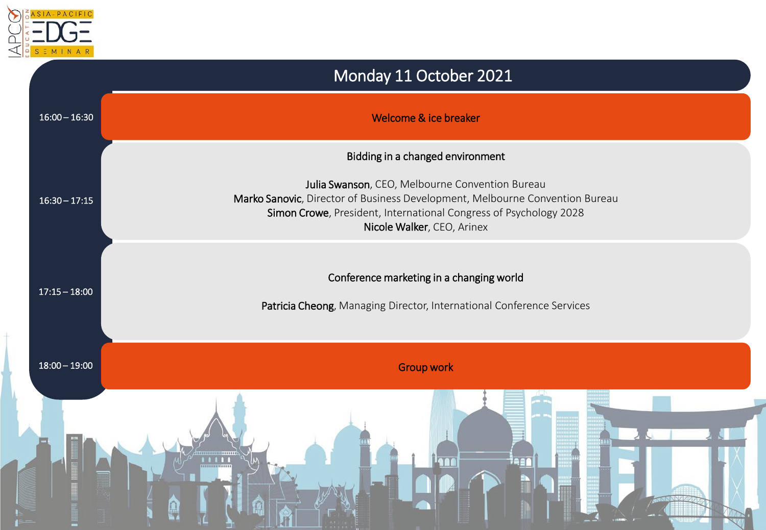# Monday 11 October 2021

| Time | Session |
| --- | --- |
| 16:00 – 16:30 | Welcome & ice breaker |
| 16:30 – 17:15 | Bidding in a changed environment<br><br>**Julia Swanson**, CEO, Melbourne Convention Bureau<br>**Marko Sanovic**, Director of Business Development, Melbourne Convention Bureau<br>**Simon Crowe**, President, International Congress of Psychology 2028<br>**Nicole Walker**, CEO, Arinex |
| 17:15 – 18:00 | Conference marketing in a changing world<br><br>**Patricia Cheong**, Managing Director, International Conference Services |
| 18:00 – 19:00 | Group work |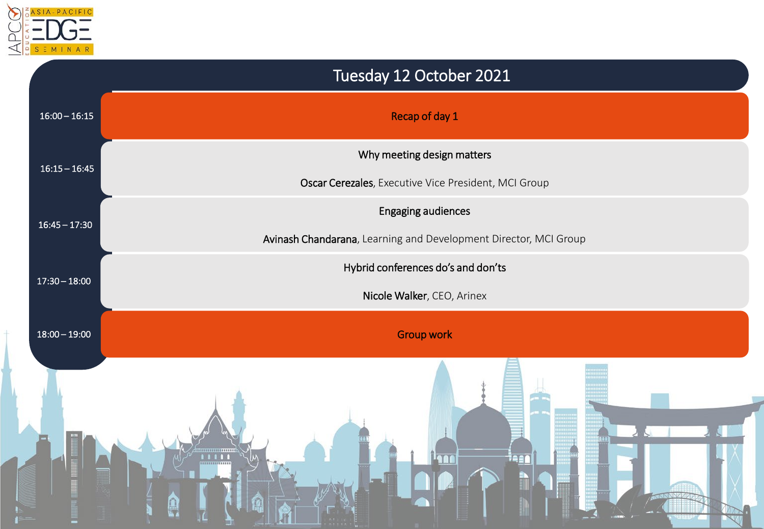# Tuesday 12 October 2021

| Time | Session |
|---|---|
| 16:00 – 16:15 | Recap of day 1 |
| 16:15 – 16:45 | Why meeting design matters<br>**Oscar Cerezales**, Executive Vice President, MCI Group |
| 16:45 – 17:30 | Engaging audiences<br>**Avinash Chandarana**, Learning and Development Director, MCI Group |
| 17:30 – 18:00 | Hybrid conferences do's and don'ts<br>**Nicole Walker**, CEO, Arinex |
| 18:00 – 19:00 | Group work |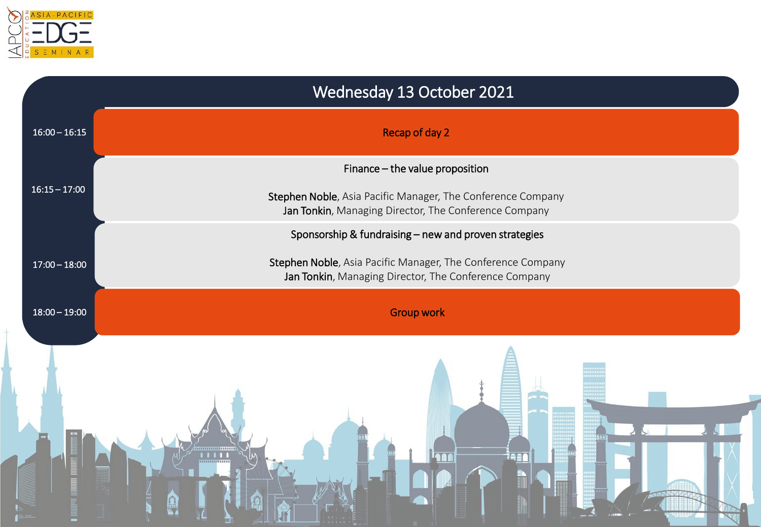## Wednesday 13 October 2021

| Time | Session |
|---|---|
| 16:00 – 16:15 | Recap of day 2 |
| 16:15 – 17:00 | Finance – the value proposition<br><br>**Stephen Noble**, Asia Pacific Manager, The Conference Company<br>**Jan Tonkin**, Managing Director, The Conference Company |
| 17:00 – 18:00 | Sponsorship & fundraising – new and proven strategies<br><br>**Stephen Noble**, Asia Pacific Manager, The Conference Company<br>**Jan Tonkin**, Managing Director, The Conference Company |
| 18:00 – 19:00 | Group work |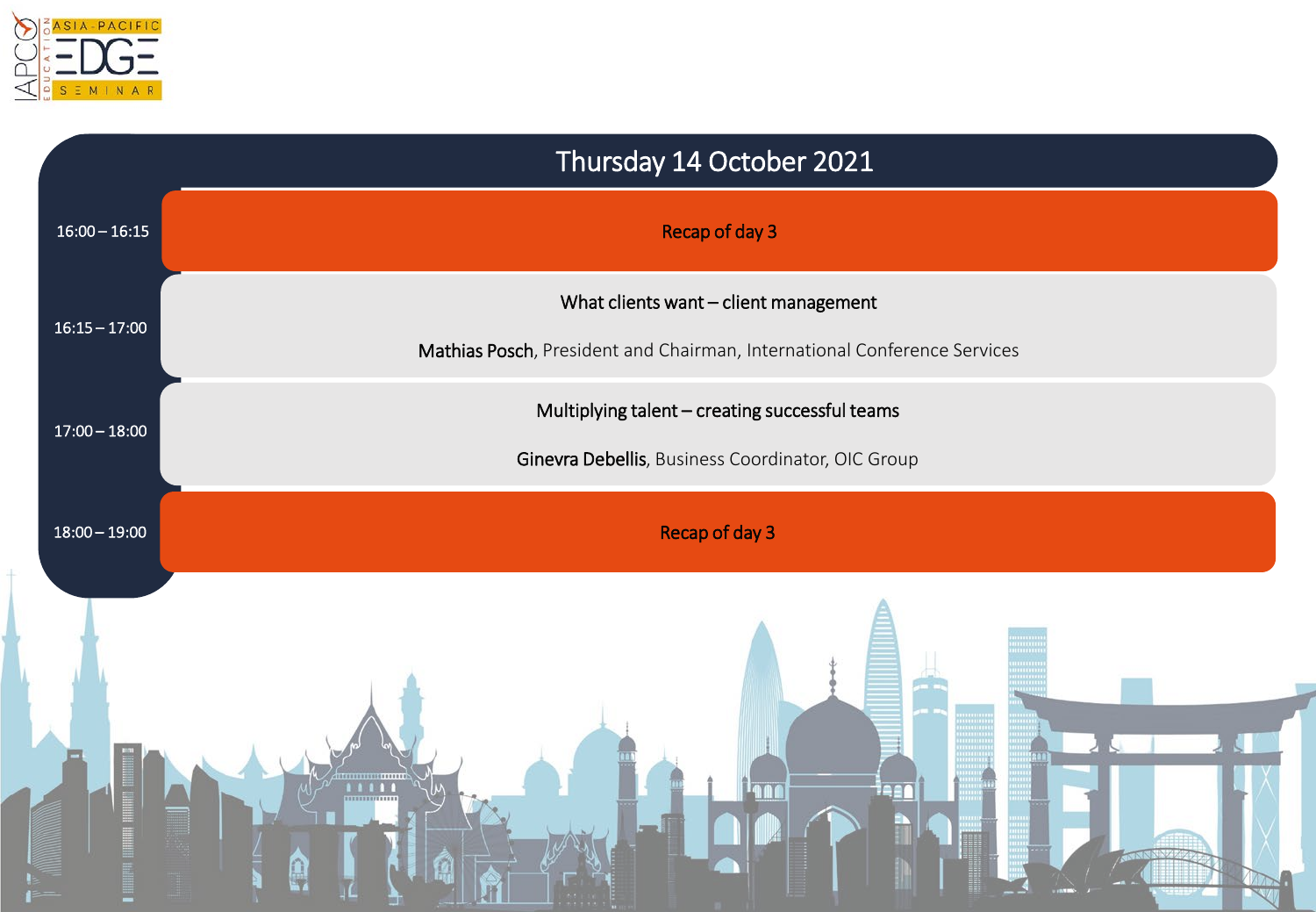# Thursday 14 October 2021

| | |
|---|---|
| 16:00 – 16:15 | Recap of day 3 |
| 16:15 – 17:00 | What clients want – client management<br><br>**Mathias Posch**, President and Chairman, International Conference Services |
| 17:00 – 18:00 | Multiplying talent – creating successful teams<br><br>**Ginevra Debellis**, Business Coordinator, OIC Group |
| 18:00 – 19:00 | Recap of day 3 |